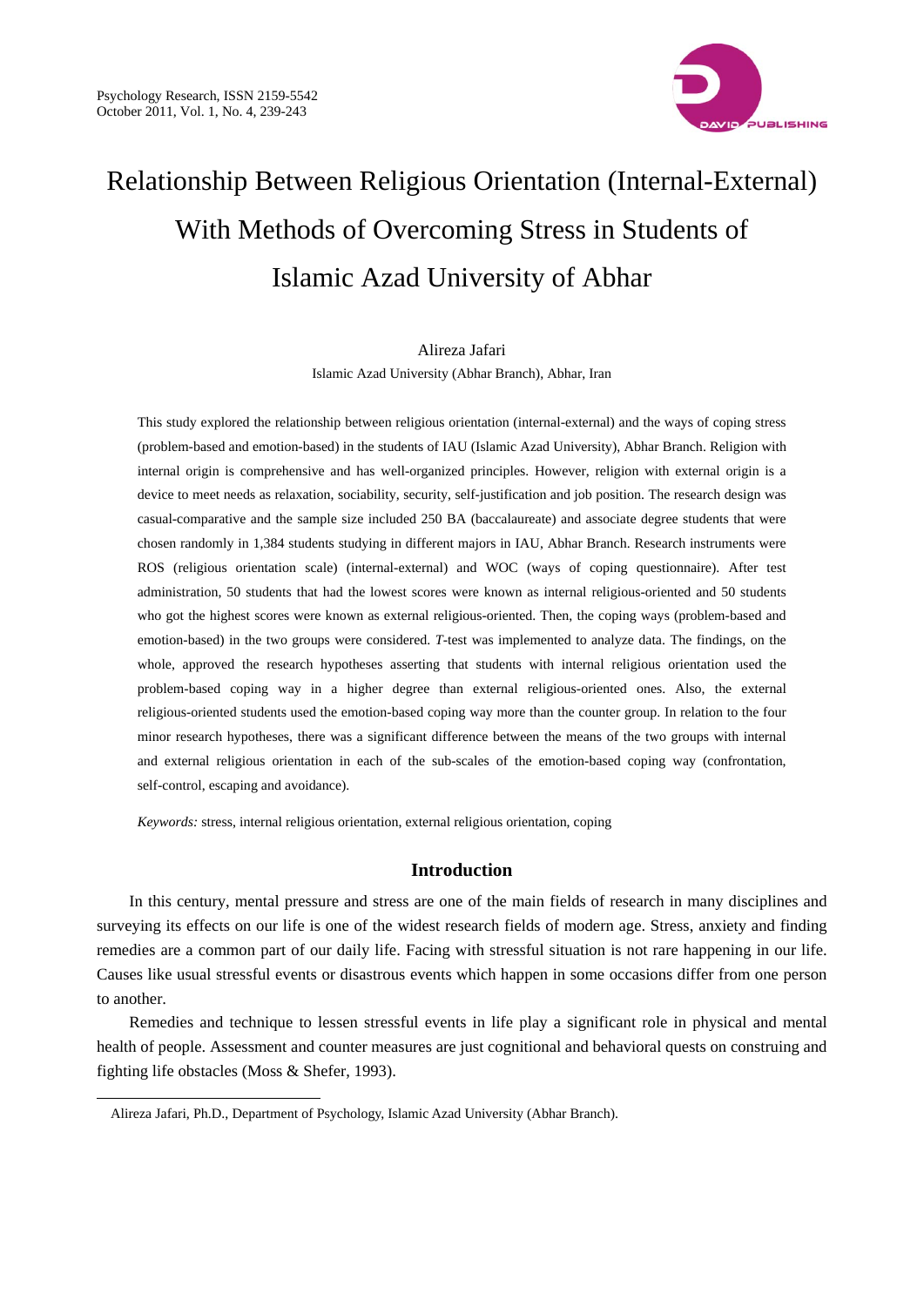# Relationship Between Religious Orientation (Internal-External) With Methods of Overcoming Stress in Students of Islamic Azad University of Abhar

Alireza Jafari

Islamic Azad University (Abhar Branch), Abhar, Iran

This study explored the relationship between religious orientation (internal-external) and the ways of coping stress (problem-based and emotion-based) in the students of IAU (Islamic Azad University), Abhar Branch. Religion with internal origin is comprehensive and has well-organized principles. However, religion with external origin is a device to meet needs as relaxation, sociability, security, self-justification and job position. The research design was casual-comparative and the sample size included 250 BA (baccalaureate) and associate degree students that were chosen randomly in 1,384 students studying in different majors in IAU, Abhar Branch. Research instruments were ROS (religious orientation scale) (internal-external) and WOC (ways of coping questionnaire). After test administration, 50 students that had the lowest scores were known as internal religious-oriented and 50 students who got the highest scores were known as external religious-oriented. Then, the coping ways (problem-based and emotion-based) in the two groups were considered. *T*-test was implemented to analyze data. The findings, on the whole, approved the research hypotheses asserting that students with internal religious orientation used the problem-based coping way in a higher degree than external religious-oriented ones. Also, the external religious-oriented students used the emotion-based coping way more than the counter group. In relation to the four minor research hypotheses, there was a significant difference between the means of the two groups with internal and external religious orientation in each of the sub-scales of the emotion-based coping way (confrontation, self-control, escaping and avoidance).

*Keywords:* stress, internal religious orientation, external religious orientation, coping

## Introduction

In this century, mental pressure and stress are one of the main fields of research in many disciplines and surveying its effects on our life is one of the widest research fields of modern age. Stress, anxiety and finding remedies are a common part of our daily life. Facing with stressful situation is not rare happening in our life. Causes like usual stressful events or disastrous events which happen in some occasions differ from one person to another.

Remedies and technique to lessen stressful events in life play a significant role in physical and mental health of people. Assessment and counter measures are just cognitional and behavioral quests on construing and fighting life obstacles (Moss & Shefer, 1993).

---

Alireza Jafari, Ph.D., Department of Psychology, Islamic Azad University (Abhar Branch).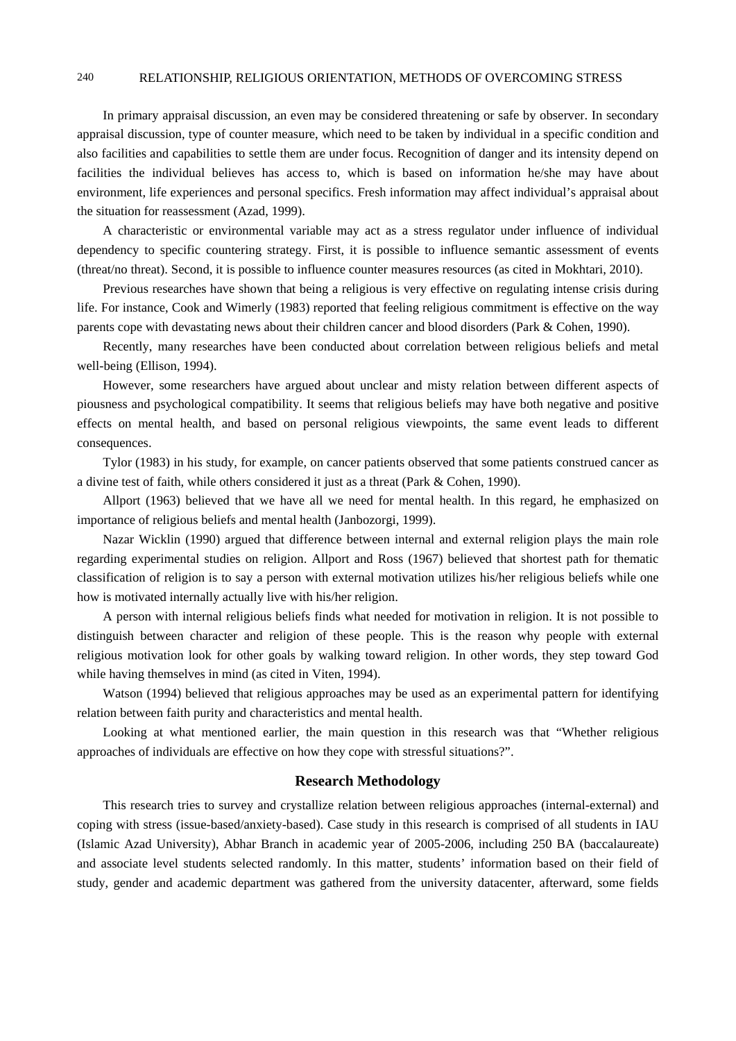In primary appraisal discussion, an even may be considered threatening or safe by observer. In secondary appraisal discussion, type of counter measure, which need to be taken by individual in a specific condition and also facilities and capabilities to settle them are under focus. Recognition of danger and its intensity depend on facilities the individual believes has access to, which is based on information he/she may have about environment, life experiences and personal specifics. Fresh information may affect individual's appraisal about the situation for reassessment (Azad, 1999).

A characteristic or environmental variable may act as a stress regulator under influence of individual dependency to specific countering strategy. First, it is possible to influence semantic assessment of events (threat/no threat). Second, it is possible to influence counter measures resources (as cited in Mokhtari, 2010).

Previous researches have shown that being a religious is very effective on regulating intense crisis during life. For instance, Cook and Wimerly (1983) reported that feeling religious commitment is effective on the way parents cope with devastating news about their children cancer and blood disorders (Park & Cohen, 1990).

Recently, many researches have been conducted about correlation between religious beliefs and metal well-being (Ellison, 1994).

However, some researchers have argued about unclear and misty relation between different aspects of piousness and psychological compatibility. It seems that religious beliefs may have both negative and positive effects on mental health, and based on personal religious viewpoints, the same event leads to different consequences.

Tylor (1983) in his study, for example, on cancer patients observed that some patients construed cancer as a divine test of faith, while others considered it just as a threat (Park & Cohen, 1990).

Allport (1963) believed that we have all we need for mental health. In this regard, he emphasized on importance of religious beliefs and mental health (Janbozorgi, 1999).

Nazar Wicklin (1990) argued that difference between internal and external religion plays the main role regarding experimental studies on religion. Allport and Ross (1967) believed that shortest path for thematic classification of religion is to say a person with external motivation utilizes his/her religious beliefs while one how is motivated internally actually live with his/her religion.

A person with internal religious beliefs finds what needed for motivation in religion. It is not possible to distinguish between character and religion of these people. This is the reason why people with external religious motivation look for other goals by walking toward religion. In other words, they step toward God while having themselves in mind (as cited in Viten, 1994).

Watson (1994) believed that religious approaches may be used as an experimental pattern for identifying relation between faith purity and characteristics and mental health.

Looking at what mentioned earlier, the main question in this research was that "Whether religious approaches of individuals are effective on how they cope with stressful situations?".

## Research Methodology

This research tries to survey and crystallize relation between religious approaches (internal-external) and coping with stress (issue-based/anxiety-based). Case study in this research is comprised of all students in IAU (Islamic Azad University), Abhar Branch in academic year of 2005-2006, including 250 BA (baccalaureate) and associate level students selected randomly. In this matter, students' information based on their field of study, gender and academic department was gathered from the university datacenter, afterward, some fields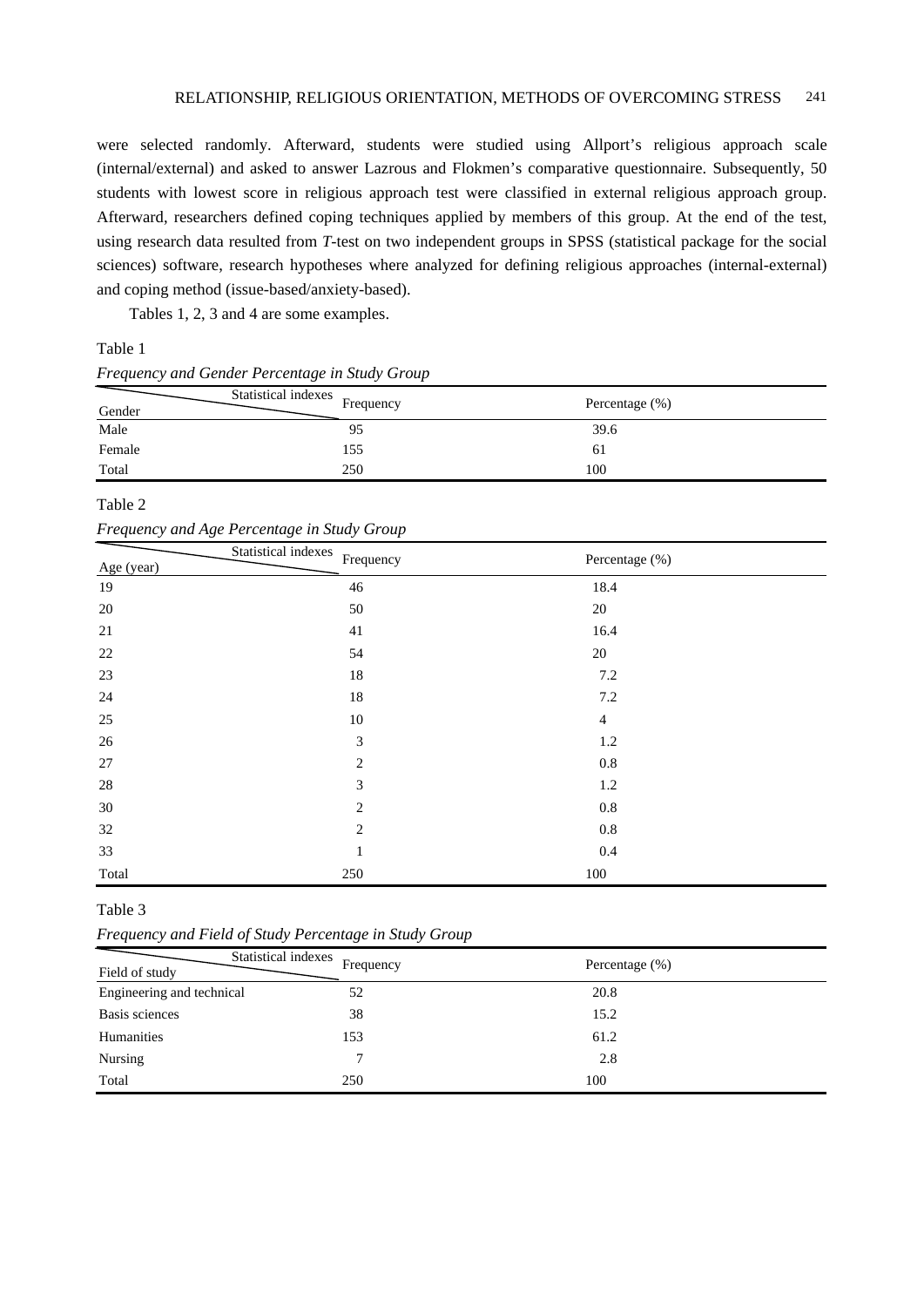were selected randomly. Afterward, students were studied using Allport's religious approach scale (internal/external) and asked to answer Lazrous and Flokmen's comparative questionnaire. Subsequently, 50 students with lowest score in religious approach test were classified in external religious approach group. Afterward, researchers defined coping techniques applied by members of this group. At the end of the test, using research data resulted from *T*-test on two independent groups in SPSS (statistical package for the social sciences) software, research hypotheses where analyzed for defining religious approaches (internal-external) and coping method (issue-based/anxiety-based).

Tables 1, 2, 3 and 4 are some examples.

Table 1

*Frequency and Gender Percentage in Study Group*

| Gender \ Statistical indexes | Frequency | Percentage (%) |
|---|---|---|
| Male | 95 | 39.6 |
| Female | 155 | 61 |
| Total | 250 | 100 |

Table 2

*Frequency and Age Percentage in Study Group*

| Age (year) \ Statistical indexes | Frequency | Percentage (%) |
|---|---|---|
| 19 | 46 | 18.4 |
| 20 | 50 | 20 |
| 21 | 41 | 16.4 |
| 22 | 54 | 20 |
| 23 | 18 | 7.2 |
| 24 | 18 | 7.2 |
| 25 | 10 | 4 |
| 26 | 3 | 1.2 |
| 27 | 2 | 0.8 |
| 28 | 3 | 1.2 |
| 30 | 2 | 0.8 |
| 32 | 2 | 0.8 |
| 33 | 1 | 0.4 |
| Total | 250 | 100 |

Table 3

*Frequency and Field of Study Percentage in Study Group*

| Field of study \ Statistical indexes | Frequency | Percentage (%) |
|---|---|---|
| Engineering and technical | 52 | 20.8 |
| Basis sciences | 38 | 15.2 |
| Humanities | 153 | 61.2 |
| Nursing | 7 | 2.8 |
| Total | 250 | 100 |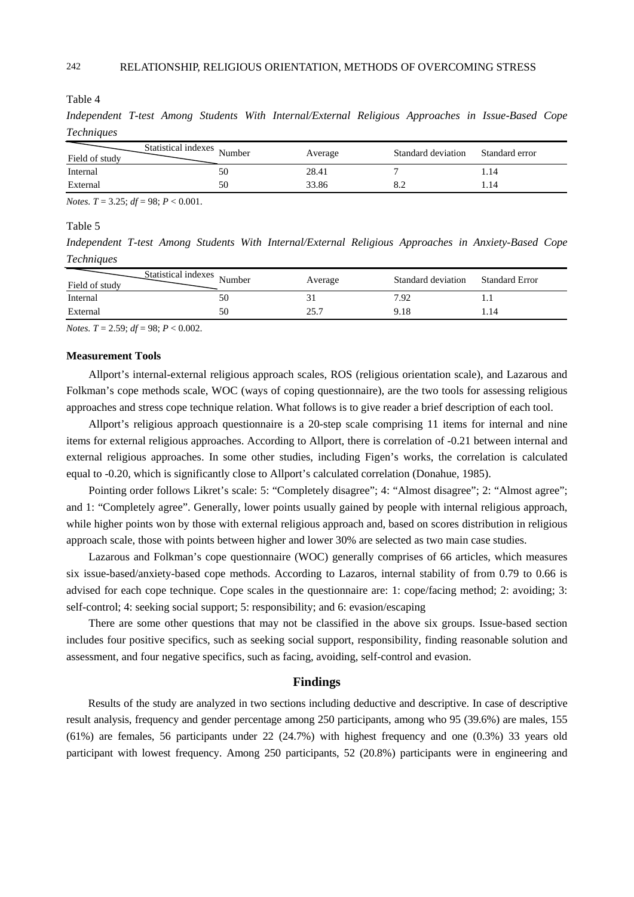Table 4

*Independent T-test Among Students With Internal/External Religious Approaches in Issue-Based Cope Techniques*

| Field of study \ Statistical indexes | Number | Average | Standard deviation | Standard error |
|---|---|---|---|---|
| Internal | 50 | 28.41 | 7 | 1.14 |
| External | 50 | 33.86 | 8.2 | 1.14 |

*Notes.* $T = 3.25$; $df = 98$; $P < 0.001$.

Table 5

*Independent T-test Among Students With Internal/External Religious Approaches in Anxiety-Based Cope Techniques*

| Field of study \ Statistical indexes | Number | Average | Standard deviation | Standard Error |
|---|---|---|---|---|
| Internal | 50 | 31 | 7.92 | 1.1 |
| External | 50 | 25.7 | 9.18 | 1.14 |

*Notes.* $T = 2.59$; $df = 98$; $P < 0.002$.

**Measurement Tools**

Allport's internal-external religious approach scales, ROS (religious orientation scale), and Lazarous and Folkman's cope methods scale, WOC (ways of coping questionnaire), are the two tools for assessing religious approaches and stress cope technique relation. What follows is to give reader a brief description of each tool.

Allport's religious approach questionnaire is a 20-step scale comprising 11 items for internal and nine items for external religious approaches. According to Allport, there is correlation of -0.21 between internal and external religious approaches. In some other studies, including Figen's works, the correlation is calculated equal to -0.20, which is significantly close to Allport's calculated correlation (Donahue, 1985).

Pointing order follows Likret's scale: 5: "Completely disagree"; 4: "Almost disagree"; 2: "Almost agree"; and 1: "Completely agree". Generally, lower points usually gained by people with internal religious approach, while higher points won by those with external religious approach and, based on scores distribution in religious approach scale, those with points between higher and lower 30% are selected as two main case studies.

Lazarous and Folkman's cope questionnaire (WOC) generally comprises of 66 articles, which measures six issue-based/anxiety-based cope methods. According to Lazaros, internal stability of from 0.79 to 0.66 is advised for each cope technique. Cope scales in the questionnaire are: 1: cope/facing method; 2: avoiding; 3: self-control; 4: seeking social support; 5: responsibility; and 6: evasion/escaping

There are some other questions that may not be classified in the above six groups. Issue-based section includes four positive specifics, such as seeking social support, responsibility, finding reasonable solution and assessment, and four negative specifics, such as facing, avoiding, self-control and evasion.

## Findings

Results of the study are analyzed in two sections including deductive and descriptive. In case of descriptive result analysis, frequency and gender percentage among 250 participants, among who 95 (39.6%) are males, 155 (61%) are females, 56 participants under 22 (24.7%) with highest frequency and one (0.3%) 33 years old participant with lowest frequency. Among 250 participants, 52 (20.8%) participants were in engineering and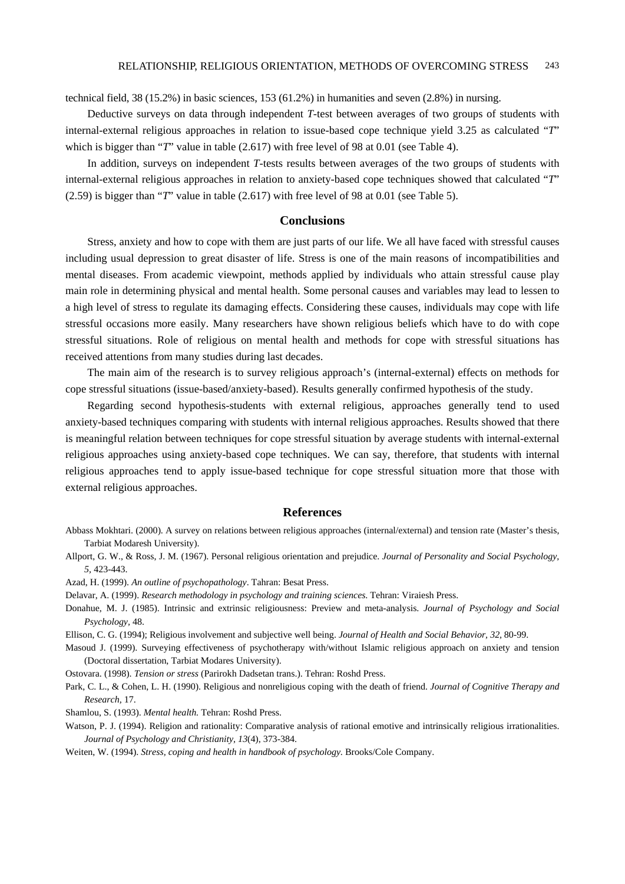technical field, 38 (15.2%) in basic sciences, 153 (61.2%) in humanities and seven (2.8%) in nursing.

Deductive surveys on data through independent *T*-test between averages of two groups of students with internal-external religious approaches in relation to issue-based cope technique yield 3.25 as calculated "*T*" which is bigger than "*T*" value in table (2.617) with free level of 98 at 0.01 (see Table 4).

In addition, surveys on independent *T*-tests results between averages of the two groups of students with internal-external religious approaches in relation to anxiety-based cope techniques showed that calculated "*T*" (2.59) is bigger than "*T*" value in table (2.617) with free level of 98 at 0.01 (see Table 5).

## Conclusions

Stress, anxiety and how to cope with them are just parts of our life. We all have faced with stressful causes including usual depression to great disaster of life. Stress is one of the main reasons of incompatibilities and mental diseases. From academic viewpoint, methods applied by individuals who attain stressful cause play main role in determining physical and mental health. Some personal causes and variables may lead to lessen to a high level of stress to regulate its damaging effects. Considering these causes, individuals may cope with life stressful occasions more easily. Many researchers have shown religious beliefs which have to do with cope stressful situations. Role of religious on mental health and methods for cope with stressful situations has received attentions from many studies during last decades.

The main aim of the research is to survey religious approach's (internal-external) effects on methods for cope stressful situations (issue-based/anxiety-based). Results generally confirmed hypothesis of the study.

Regarding second hypothesis-students with external religious, approaches generally tend to used anxiety-based techniques comparing with students with internal religious approaches. Results showed that there is meaningful relation between techniques for cope stressful situation by average students with internal-external religious approaches using anxiety-based cope techniques. We can say, therefore, that students with internal religious approaches tend to apply issue-based technique for cope stressful situation more that those with external religious approaches.

## References

Abbass Mokhtari. (2000). A survey on relations between religious approaches (internal/external) and tension rate (Master's thesis, Tarbiat Modaresh University).

Allport, G. W., & Ross, J. M. (1967). Personal religious orientation and prejudice. *Journal of Personality and Social Psychology, 5*, 423-443.

Azad, H. (1999). *An outline of psychopathology*. Tahran: Besat Press.

Delavar, A. (1999). *Research methodology in psychology and training sciences*. Tehran: Viraiesh Press.

Donahue, M. J. (1985). Intrinsic and extrinsic religiousness: Preview and meta-analysis. *Journal of Psychology and Social Psychology*, 48.

Ellison, C. G. (1994); Religious involvement and subjective well being. *Journal of Health and Social Behavior, 32*, 80-99.

Masoud J. (1999). Surveying effectiveness of psychotherapy with/without Islamic religious approach on anxiety and tension (Doctoral dissertation, Tarbiat Modares University).

Ostovara. (1998). *Tension or stress* (Parirokh Dadsetan trans.). Tehran: Roshd Press.

Park, C. L., & Cohen, L. H. (1990). Religious and nonreligious coping with the death of friend. *Journal of Cognitive Therapy and Research*, 17.

Shamlou, S. (1993). *Mental health*. Tehran: Roshd Press.

Watson, P. J. (1994). Religion and rationality: Comparative analysis of rational emotive and intrinsically religious irrationalities. *Journal of Psychology and Christianity, 13*(4), 373-384.

Weiten, W. (1994). *Stress, coping and health in handbook of psychology*. Brooks/Cole Company.